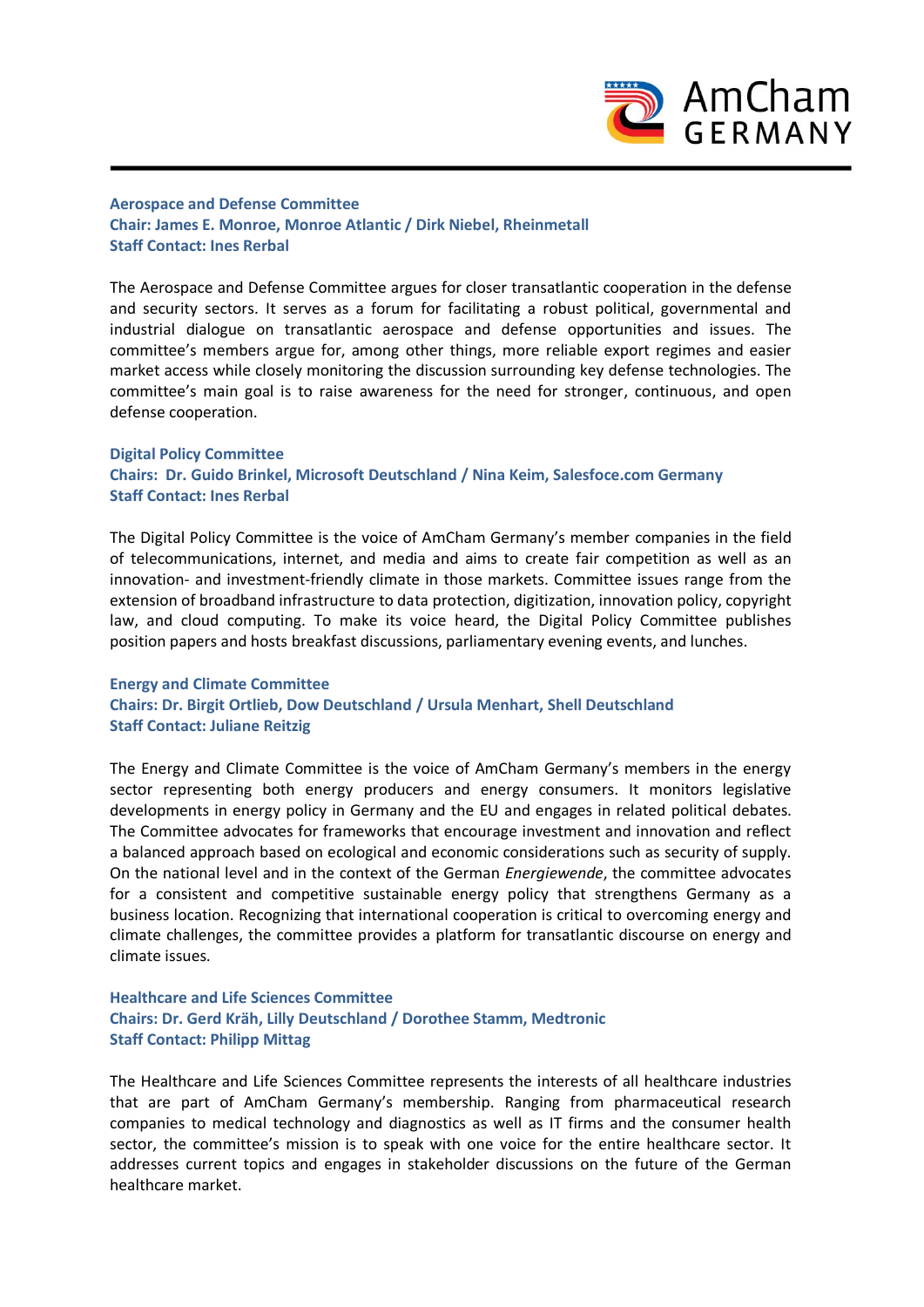**Aerospace and Defense Committee**
**Chair: James E. Monroe, Monroe Atlantic / Dirk Niebel, Rheinmetall**
**Staff Contact: Ines Rerbal**

The Aerospace and Defense Committee argues for closer transatlantic cooperation in the defense and security sectors. It serves as a forum for facilitating a robust political, governmental and industrial dialogue on transatlantic aerospace and defense opportunities and issues. The committee's members argue for, among other things, more reliable export regimes and easier market access while closely monitoring the discussion surrounding key defense technologies. The committee's main goal is to raise awareness for the need for stronger, continuous, and open defense cooperation.

**Digital Policy Committee**
**Chairs: Dr. Guido Brinkel, Microsoft Deutschland / Nina Keim, Salesfoce.com Germany**
**Staff Contact: Ines Rerbal**

The Digital Policy Committee is the voice of AmCham Germany's member companies in the field of telecommunications, internet, and media and aims to create fair competition as well as an innovation- and investment-friendly climate in those markets. Committee issues range from the extension of broadband infrastructure to data protection, digitization, innovation policy, copyright law, and cloud computing. To make its voice heard, the Digital Policy Committee publishes position papers and hosts breakfast discussions, parliamentary evening events, and lunches.

**Energy and Climate Committee**
**Chairs: Dr. Birgit Ortlieb, Dow Deutschland / Ursula Menhart, Shell Deutschland**
**Staff Contact: Juliane Reitzig**

The Energy and Climate Committee is the voice of AmCham Germany's members in the energy sector representing both energy producers and energy consumers. It monitors legislative developments in energy policy in Germany and the EU and engages in related political debates. The Committee advocates for frameworks that encourage investment and innovation and reflect a balanced approach based on ecological and economic considerations such as security of supply. On the national level and in the context of the German *Energiewende*, the committee advocates for a consistent and competitive sustainable energy policy that strengthens Germany as a business location. Recognizing that international cooperation is critical to overcoming energy and climate challenges, the committee provides a platform for transatlantic discourse on energy and climate issues.

**Healthcare and Life Sciences Committee**
**Chairs: Dr. Gerd Kräh, Lilly Deutschland / Dorothee Stamm, Medtronic**
**Staff Contact: Philipp Mittag**

The Healthcare and Life Sciences Committee represents the interests of all healthcare industries that are part of AmCham Germany's membership. Ranging from pharmaceutical research companies to medical technology and diagnostics as well as IT firms and the consumer health sector, the committee's mission is to speak with one voice for the entire healthcare sector. It addresses current topics and engages in stakeholder discussions on the future of the German healthcare market.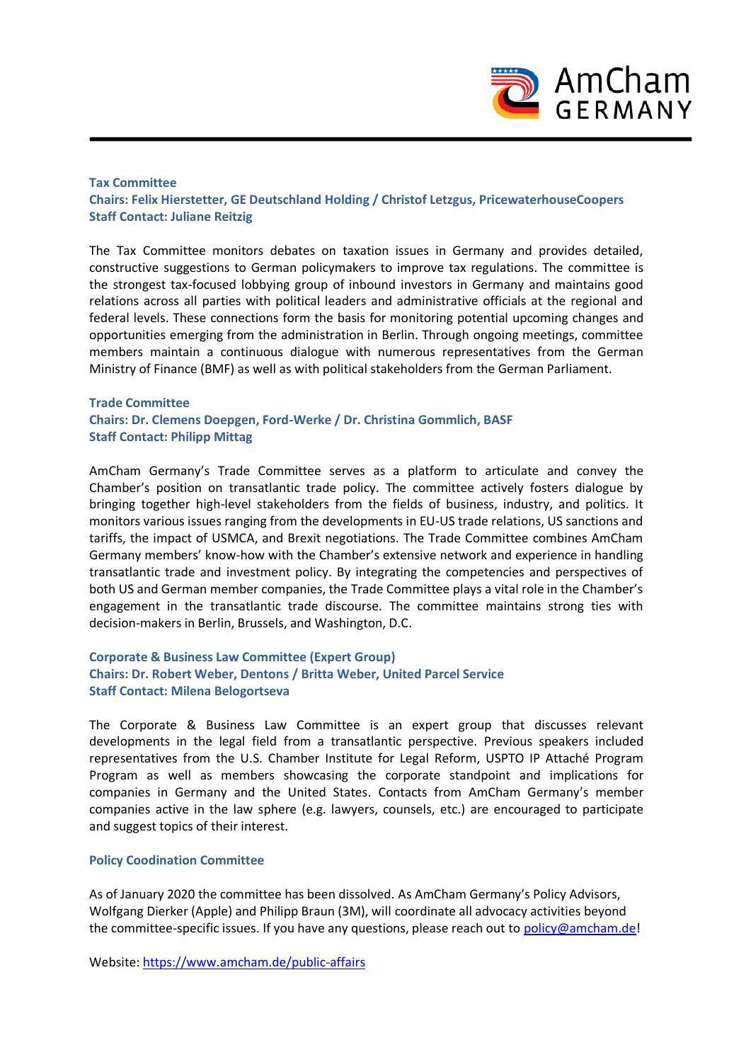**Tax Committee**
**Chairs: Felix Hierstetter, GE Deutschland Holding / Christof Letzgus, PricewaterhouseCoopers**
**Staff Contact: Juliane Reitzig**

The Tax Committee monitors debates on taxation issues in Germany and provides detailed, constructive suggestions to German policymakers to improve tax regulations. The committee is the strongest tax-focused lobbying group of inbound investors in Germany and maintains good relations across all parties with political leaders and administrative officials at the regional and federal levels. These connections form the basis for monitoring potential upcoming changes and opportunities emerging from the administration in Berlin. Through ongoing meetings, committee members maintain a continuous dialogue with numerous representatives from the German Ministry of Finance (BMF) as well as with political stakeholders from the German Parliament.

**Trade Committee**
**Chairs: Dr. Clemens Doepgen, Ford-Werke / Dr. Christina Gommlich, BASF**
**Staff Contact: Philipp Mittag**

AmCham Germany's Trade Committee serves as a platform to articulate and convey the Chamber's position on transatlantic trade policy. The committee actively fosters dialogue by bringing together high-level stakeholders from the fields of business, industry, and politics. It monitors various issues ranging from the developments in EU-US trade relations, US sanctions and tariffs, the impact of USMCA, and Brexit negotiations. The Trade Committee combines AmCham Germany members' know-how with the Chamber's extensive network and experience in handling transatlantic trade and investment policy. By integrating the competencies and perspectives of both US and German member companies, the Trade Committee plays a vital role in the Chamber's engagement in the transatlantic trade discourse. The committee maintains strong ties with decision-makers in Berlin, Brussels, and Washington, D.C.

**Corporate & Business Law Committee (Expert Group)**
**Chairs: Dr. Robert Weber, Dentons / Britta Weber, United Parcel Service**
**Staff Contact: Milena Belogortseva**

The Corporate & Business Law Committee is an expert group that discusses relevant developments in the legal field from a transatlantic perspective. Previous speakers included representatives from the U.S. Chamber Institute for Legal Reform, USPTO IP Attaché Program as well as members showcasing the corporate standpoint and implications for companies in Germany and the United States. Contacts from AmCham Germany's member companies active in the law sphere (e.g. lawyers, counsels, etc.) are encouraged to participate and suggest topics of their interest.

**Policy Coodination Committee**

As of January 2020 the committee has been dissolved. As AmCham Germany's Policy Advisors, Wolfgang Dierker (Apple) and Philipp Braun (3M), will coordinate all advocacy activities beyond the committee-specific issues. If you have any questions, please reach out to policy@amcham.de!

Website: https://www.amcham.de/public-affairs